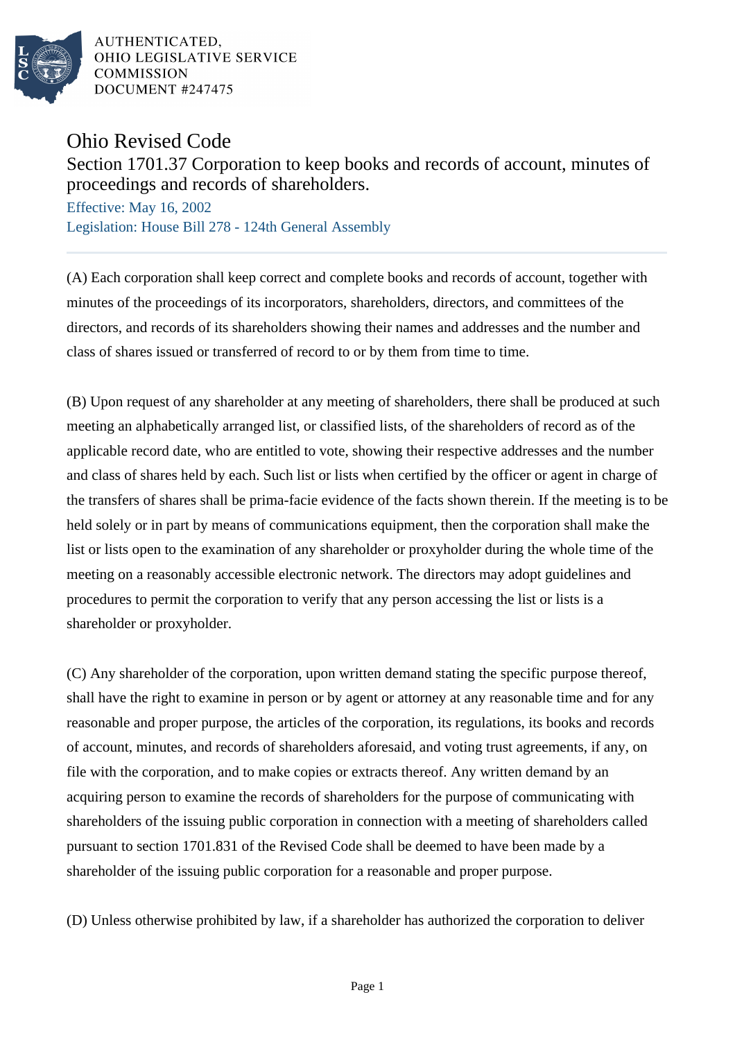AUTHENTICATED,
OHIO LEGISLATIVE SERVICE
COMMISSION
DOCUMENT #247475

# Ohio Revised Code

## Section 1701.37 Corporation to keep books and records of account, minutes of proceedings and records of shareholders.

Effective: May 16, 2002
Legislation: House Bill 278 - 124th General Assembly

---

(A) Each corporation shall keep correct and complete books and records of account, together with minutes of the proceedings of its incorporators, shareholders, directors, and committees of the directors, and records of its shareholders showing their names and addresses and the number and class of shares issued or transferred of record to or by them from time to time.

(B) Upon request of any shareholder at any meeting of shareholders, there shall be produced at such meeting an alphabetically arranged list, or classified lists, of the shareholders of record as of the applicable record date, who are entitled to vote, showing their respective addresses and the number and class of shares held by each. Such list or lists when certified by the officer or agent in charge of the transfers of shares shall be prima-facie evidence of the facts shown therein. If the meeting is to be held solely or in part by means of communications equipment, then the corporation shall make the list or lists open to the examination of any shareholder or proxyholder during the whole time of the meeting on a reasonably accessible electronic network. The directors may adopt guidelines and procedures to permit the corporation to verify that any person accessing the list or lists is a shareholder or proxyholder.

(C) Any shareholder of the corporation, upon written demand stating the specific purpose thereof, shall have the right to examine in person or by agent or attorney at any reasonable time and for any reasonable and proper purpose, the articles of the corporation, its regulations, its books and records of account, minutes, and records of shareholders aforesaid, and voting trust agreements, if any, on file with the corporation, and to make copies or extracts thereof. Any written demand by an acquiring person to examine the records of shareholders for the purpose of communicating with shareholders of the issuing public corporation in connection with a meeting of shareholders called pursuant to section 1701.831 of the Revised Code shall be deemed to have been made by a shareholder of the issuing public corporation for a reasonable and proper purpose.

(D) Unless otherwise prohibited by law, if a shareholder has authorized the corporation to deliver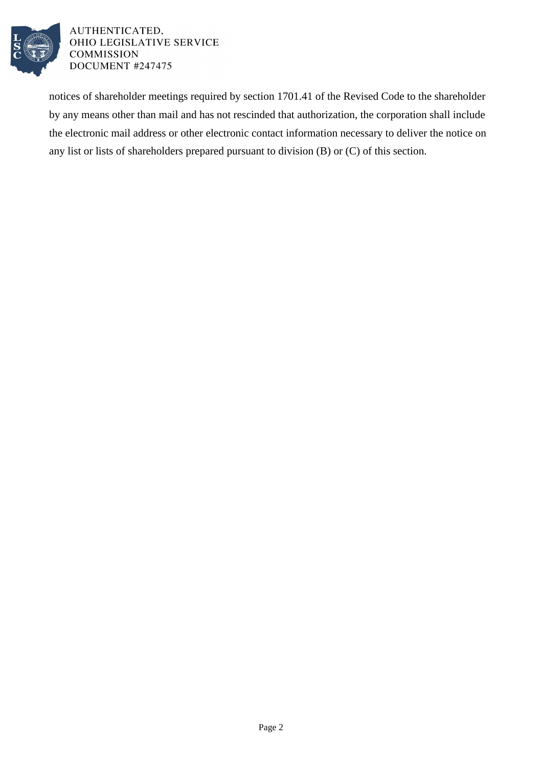notices of shareholder meetings required by section 1701.41 of the Revised Code to the shareholder by any means other than mail and has not rescinded that authorization, the corporation shall include the electronic mail address or other electronic contact information necessary to deliver the notice on any list or lists of shareholders prepared pursuant to division (B) or (C) of this section.